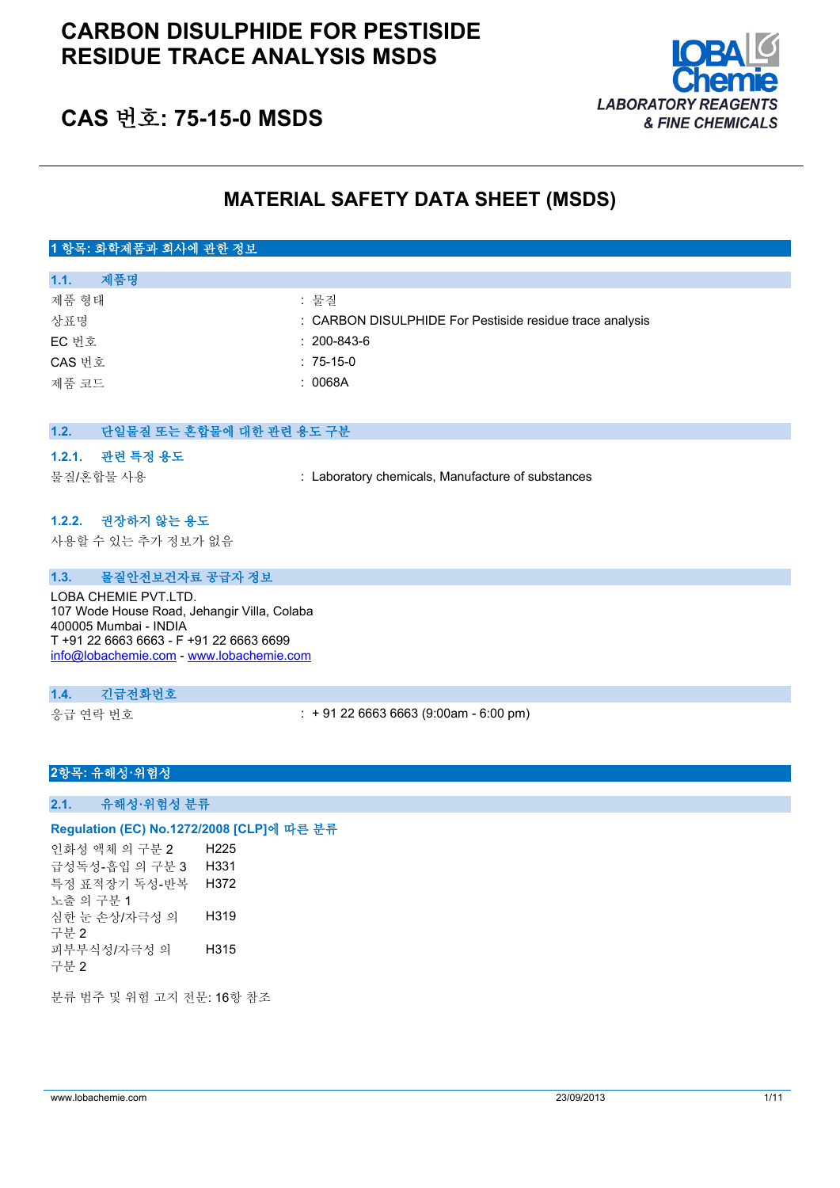# CARBON DISULPHIDE FOR PESTISIDE RESIDUE TRACE ANALYSIS MSDS

## CAS 번호: 75-15-0 MSDS

LOBA Chemie
LABORATORY REAGENTS & FINE CHEMICALS

# MATERIAL SAFETY DATA SHEET (MSDS)

## 1 항목: 화학제품과 회사에 관한 정보

### 1.1. 제품명

| | |
|---|---|
| 제품 형태 | : 물질 |
| 상표명 | : CARBON DISULPHIDE For Pestiside residue trace analysis |
| EC 번호 | : 200-843-6 |
| CAS 번호 | : 75-15-0 |
| 제품 코드 | : 0068A |

### 1.2. 단일물질 또는 혼합물에 대한 관련 용도 구분

#### 1.2.1. 관련 특정 용도

물질/혼합물 사용 : Laboratory chemicals, Manufacture of substances

#### 1.2.2. 권장하지 않는 용도

사용할 수 있는 추가 정보가 없음

### 1.3. 물질안전보건자료 공급자 정보

LOBA CHEMIE PVT.LTD.
107 Wode House Road, Jehangir Villa, Colaba
400005 Mumbai - INDIA
T +91 22 6663 6663 - F +91 22 6663 6699
info@lobachemie.com - www.lobachemie.com

### 1.4. 긴급전화번호

응급 연락 번호 : + 91 22 6663 6663 (9:00am - 6:00 pm)

## 2항목: 유해성·위험성

### 2.1. 유해성·위험성 분류

**Regulation (EC) No.1272/2008 [CLP]에 따른 분류**

| | |
|---|---|
| 인화성 액체 의 구분 2 | H225 |
| 급성독성-흡입 의 구분 3 | H331 |
| 특정 표적장기 독성-반복 노출 의 구분 1 | H372 |
| 심한 눈 손상/자극성 의 구분 2 | H319 |
| 피부부식성/자극성 의 구분 2 | H315 |

분류 범주 및 위험 고지 전문: 16항 참조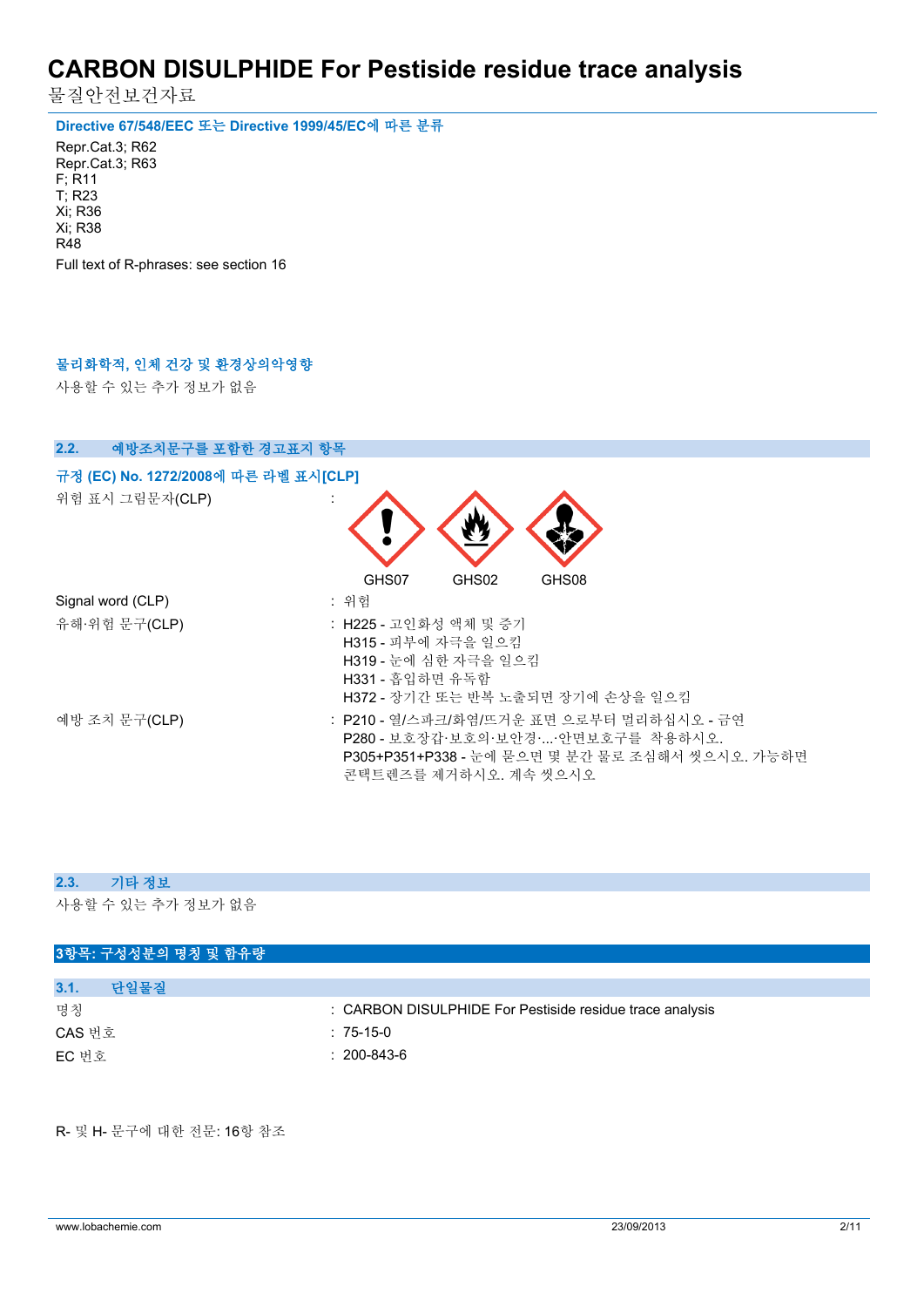**Directive 67/548/EEC 또는 Directive 1999/45/EC에 따른 분류**

Repr.Cat.3; R62
Repr.Cat.3; R63
F; R11
T; R23
Xi; R36
Xi; R38
R48

Full text of R-phrases: see section 16

**물리화학적, 인체 건강 및 환경상의악영향**

사용할 수 있는 추가 정보가 없음

## 2.2. 예방조치문구를 포함한 경고표지 항목

**규정 (EC) No. 1272/2008에 따른 라벨 표시[CLP]**

| | |
|---|---|
| 위험 표시 그림문자(CLP) | : GHS07 GHS02 GHS08 |
| Signal word (CLP) | : 위험 |
| 유해·위험 문구(CLP) | : H225 - 고인화성 액체 및 증기<br>H315 - 피부에 자극을 일으킴<br>H319 - 눈에 심한 자극을 일으킴<br>H331 - 흡입하면 유독함<br>H372 - 장기간 또는 반복 노출되면 장기에 손상을 일으킴 |
| 예방 조치 문구(CLP) | : P210 - 열/스파크/화염/뜨거운 표면 으로부터 멀리하십시오 - 금연<br>P280 - 보호장갑·보호의·보안경·...·안면보호구를 착용하십시오.<br>P305+P351+P338 - 눈에 묻으면 몇 분간 물로 조심해서 씻으시오. 가능하면 콘택트렌즈를 제거하시오. 계속 씻으시오. |

## 2.3. 기타 정보

사용할 수 있는 추가 정보가 없음

# 3항목: 구성성분의 명칭 및 함유량

## 3.1. 단일물질

| | |
|---|---|
| 명칭 | : CARBON DISULPHIDE For Pestiside residue trace analysis |
| CAS 번호 | : 75-15-0 |
| EC 번호 | : 200-843-6 |

R- 및 H- 문구에 대한 전문: 16항 참조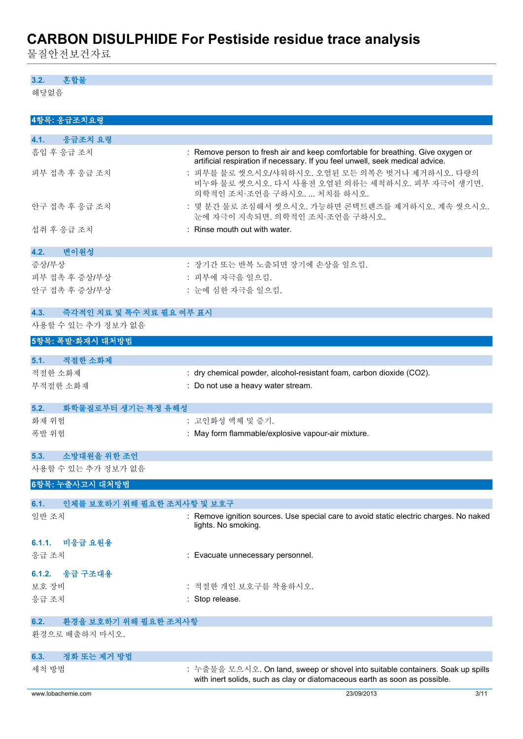### 3.2. 혼합물

해당없음

## 4항목: 응급조치요령

### 4.1. 응급조치 요령

| | |
|---|---|
| 흡입 후 응급 조치 | : Remove person to fresh air and keep comfortable for breathing. Give oxygen or artificial respiration if necessary. If you feel unwell, seek medical advice. |
| 피부 접촉 후 응급 조치 | : 피부를 물로 씻으시오/샤워하시오. 오염된 모든 의복은 벗거나 제거하시오. 다량의 비누와 물로 씻으시오. 다시 사용전 오염된 의류는 세척하시오. 피부 자극이 생기면. 의학적인 조치·조언을 구하시오. ... 처치를 하시오. |
| 안구 접촉 후 응급 조치 | : 몇 분간 물로 조심해서 씻으시오. 가능하면 콘택트렌즈를 제거하시오. 계속 씻으시오. 눈에 자극이 지속되면. 의학적인 조치·조언을 구하시오. |
| 섭취 후 응급 조치 | : Rinse mouth out with water. |

### 4.2. 변이원성

| | |
|---|---|
| 증상/부상 | : 장기간 또는 반복 노출되면 장기에 손상을 일으킴. |
| 피부 접촉 후 증상/부상 | : 피부에 자극을 일으킴. |
| 안구 접촉 후 증상/부상 | : 눈에 심한 자극을 일으킴. |

### 4.3. 즉각적인 치료 및 특수 치료 필요 여부 표시

사용할 수 있는 추가 정보가 없음

## 5항목: 폭발·화재시 대처방법

### 5.1. 적절한 소화제

| | |
|---|---|
| 적절한 소화제 | : dry chemical powder, alcohol-resistant foam, carbon dioxide ($CO_2$). |
| 부적절한 소화제 | : Do not use a heavy water stream. |

### 5.2. 화학물질로부터 생기는 특정 유해성

| | |
|---|---|
| 화재 위험 | : 고인화성 액체 및 증기. |
| 폭발 위험 | : May form flammable/explosive vapour-air mixture. |

### 5.3. 소방대원을 위한 조언

사용할 수 있는 추가 정보가 없음

## 6항목: 누출사고시 대처방법

### 6.1. 인체를 보호하기 위해 필요한 조치사항 및 보호구

| | |
|---|---|
| 일반 조치 | : Remove ignition sources. Use special care to avoid static electric charges. No naked lights. No smoking. |

#### 6.1.1. 비응급 요원용

| | |
|---|---|
| 응급 조치 | : Evacuate unnecessary personnel. |

#### 6.1.2. 응급 구조대용

| | |
|---|---|
| 보호 장비 | : 적절한 개인 보호구를 착용하시오. |
| 응급 조치 | : Stop release. |

### 6.2. 환경을 보호하기 위해 필요한 조치사항

환경으로 배출하지 마시오.

### 6.3. 정화 또는 제거 방법

| | |
|---|---|
| 세척 방법 | : 누출물을 모으시오. On land, sweep or shovel into suitable containers. Soak up spills with inert solids, such as clay or diatomaceous earth as soon as possible. |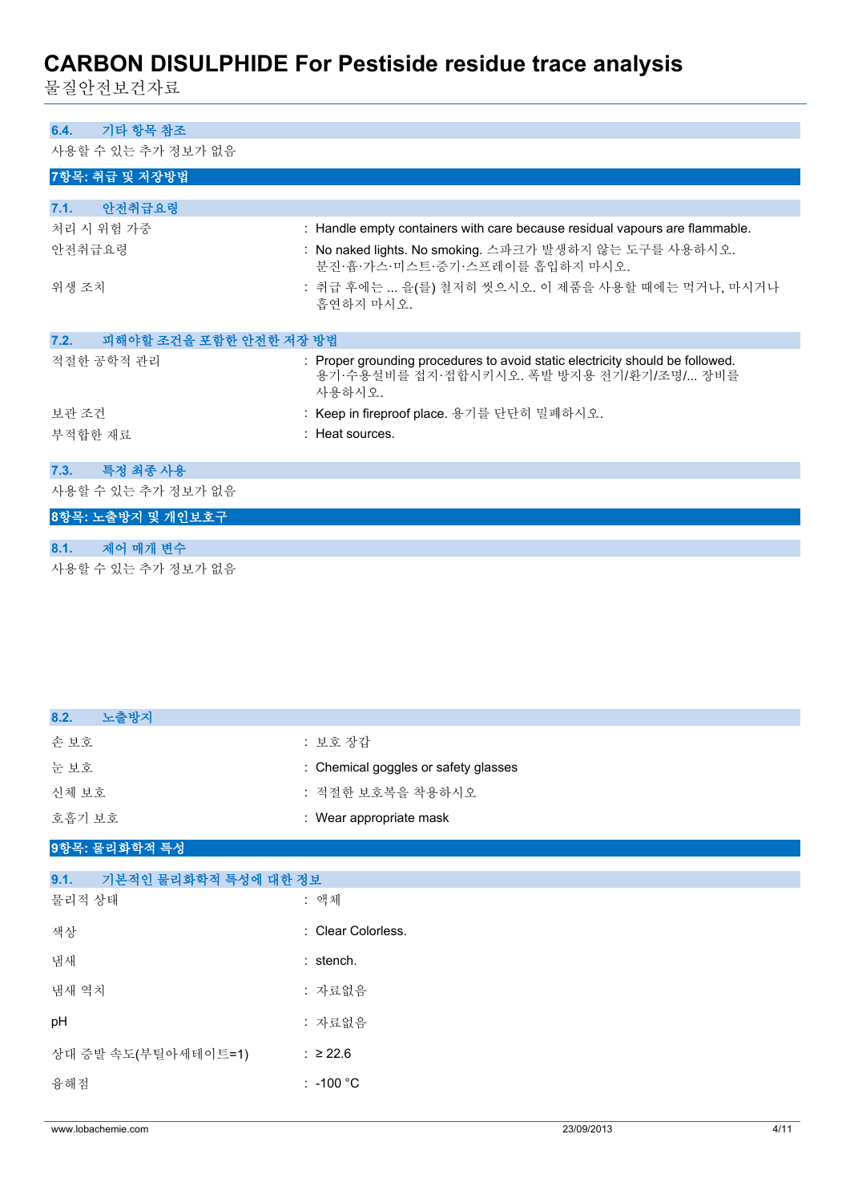### 6.4. 기타 항목 참조

사용할 수 있는 추가 정보가 없음

## 7항목: 취급 및 저장방법

### 7.1. 안전취급요령

| | |
|---|---|
| 처리 시 위험 가중 | : Handle empty containers with care because residual vapours are flammable. |
| 안전취급요령 | : No naked lights. No smoking. 스파크가 발생하지 않는 도구를 사용하시오. 분진·흄·가스·미스트·증기·스프레이를 흡입하지 마시오. |
| 위생 조치 | : 취급 후에는 ... 을(를) 철저히 씻으시오. 이 제품을 사용할 때에는 먹거나, 마시거나 흡연하지 마시오. |

### 7.2. 피해야할 조건을 포함한 안전한 저장 방법

| | |
|---|---|
| 적절한 공학적 관리 | : Proper grounding procedures to avoid static electricity should be followed. 용기·수용설비를 접지·접합시키시오. 폭발 방지용 전기/환기/조명/... 장비를 사용하시오. |
| 보관 조건 | : Keep in fireproof place. 용기를 단단히 밀폐하시오. |
| 부적합한 재료 | : Heat sources. |

### 7.3. 특정 최종 사용

사용할 수 있는 추가 정보가 없음

## 8항목: 노출방지 및 개인보호구

### 8.1. 제어 매개 변수

사용할 수 있는 추가 정보가 없음

### 8.2. 노출방지

| | |
|---|---|
| 손 보호 | : 보호 장갑 |
| 눈 보호 | : Chemical goggles or safety glasses |
| 신체 보호 | : 적절한 보호복을 착용하시오 |
| 호흡기 보호 | : Wear appropriate mask |

## 9항목: 물리화학적 특성

### 9.1. 기본적인 물리화학적 특성에 대한 정보

| | |
|---|---|
| 물리적 상태 | : 액체 |
| 색상 | : Clear Colorless. |
| 냄새 | : stench. |
| 냄새 역치 | : 자료없음 |
| pH | : 자료없음 |
| 상대 증발 속도(부틸아세테이트=1) | : ≥ 22.6 |
| 융해점 | : -100 °C |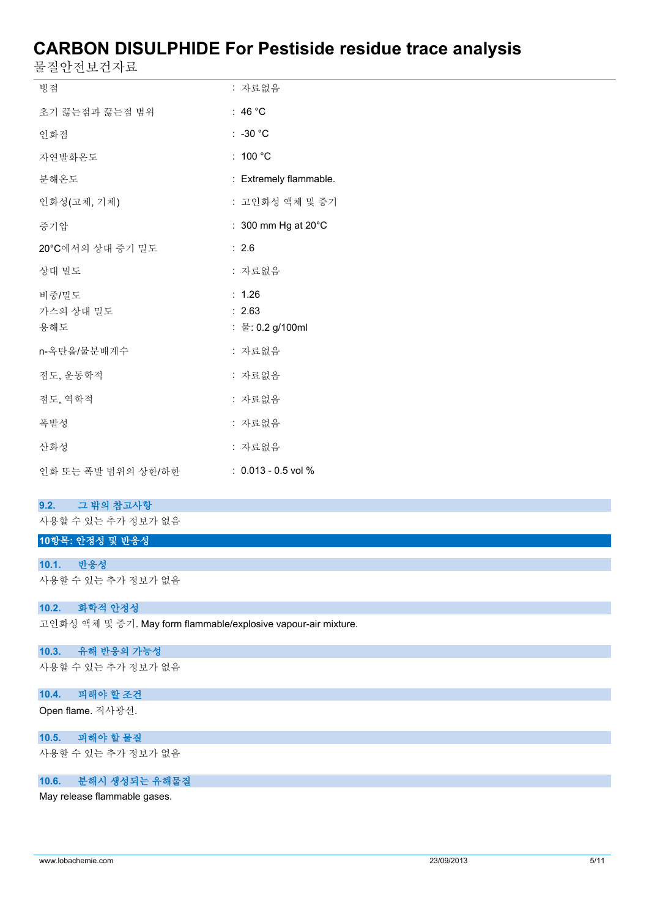| | |
|---|---|
| 빙점 | : 자료없음 |
| 초기 끓는점과 끓는점 범위 | : 46 °C |
| 인화점 | : -30 °C |
| 자연발화온도 | : 100 °C |
| 분해온도 | : Extremely flammable. |
| 인화성(고체, 기체) | : 고인화성 액체 및 증기 |
| 증기압 | : 300 mm Hg at 20°C |
| 20°C에서의 상대 증기 밀도 | : 2.6 |
| 상대 밀도 | : 자료없음 |
| 비중/밀도 | : 1.26 |
| 가스의 상대 밀도 | : 2.63 |
| 용해도 | : 물: 0.2 g/100ml |
| n-옥탄올/물분배계수 | : 자료없음 |
| 점도, 운동학적 | : 자료없음 |
| 점도, 역학적 | : 자료없음 |
| 폭발성 | : 자료없음 |
| 산화성 | : 자료없음 |
| 인화 또는 폭발 범위의 상한/하한 | : 0.013 - 0.5 vol % |

### 9.2. 그 밖의 참고사항

사용할 수 있는 추가 정보가 없음

## 10항목: 안정성 및 반응성

### 10.1. 반응성

사용할 수 있는 추가 정보가 없음

### 10.2. 화학적 안정성

고인화성 액체 및 증기. May form flammable/explosive vapour-air mixture.

### 10.3. 유해 반응의 가능성

사용할 수 있는 추가 정보가 없음

### 10.4. 피해야 할 조건

Open flame. 직사광선.

### 10.5. 피해야 할 물질

사용할 수 있는 추가 정보가 없음

### 10.6. 분해시 생성되는 유해물질

May release flammable gases.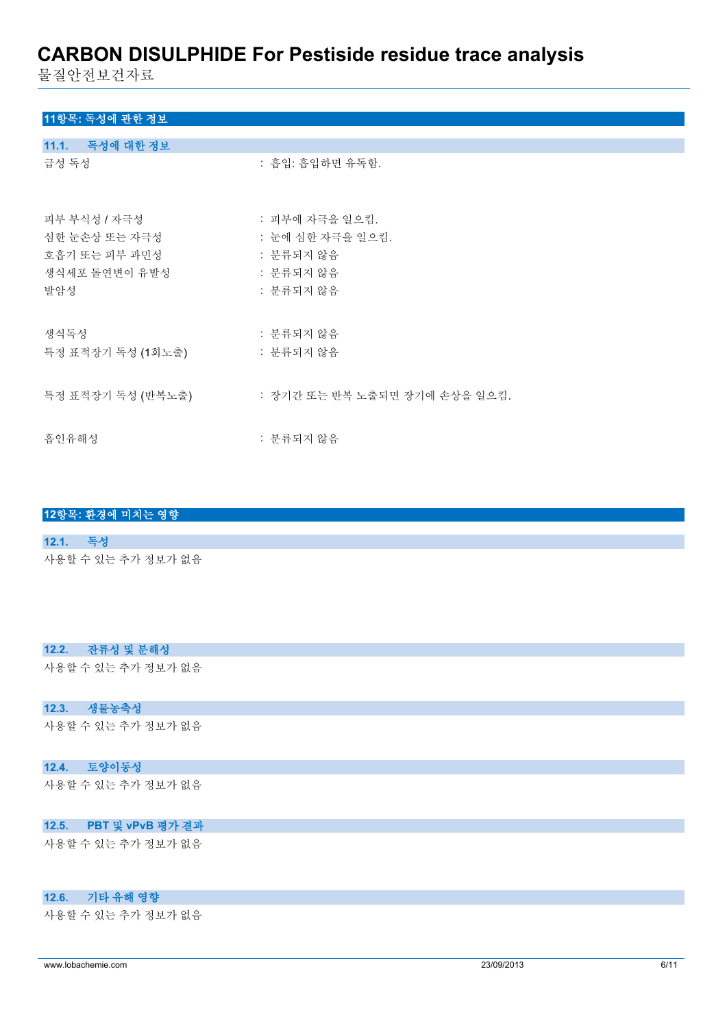## 11항목: 독성에 관한 정보

### 11.1. 독성에 대한 정보

급성 독성 : 흡입: 흡입하면 유독함.

피부 부식성 / 자극성 : 피부에 자극을 일으킴.

심한 눈손상 또는 자극성 : 눈에 심한 자극을 일으킴.

호흡기 또는 피부 과민성 : 분류되지 않음

생식세포 돌연변이 유발성 : 분류되지 않음

발암성 : 분류되지 않음

생식독성 : 분류되지 않음

특정 표적장기 독성 (1회노출) : 분류되지 않음

특정 표적장기 독성 (반복노출) : 장기간 또는 반복 노출되면 장기에 손상을 일으킴.

흡인유해성 : 분류되지 않음

## 12항목: 환경에 미치는 영향

### 12.1. 독성

사용할 수 있는 추가 정보가 없음

### 12.2. 잔류성 및 분해성

사용할 수 있는 추가 정보가 없음

### 12.3. 생물농축성

사용할 수 있는 추가 정보가 없음

### 12.4. 토양이동성

사용할 수 있는 추가 정보가 없음

### 12.5. PBT 및 vPvB 평가 결과

사용할 수 있는 추가 정보가 없음

### 12.6. 기타 유해 영향

사용할 수 있는 추가 정보가 없음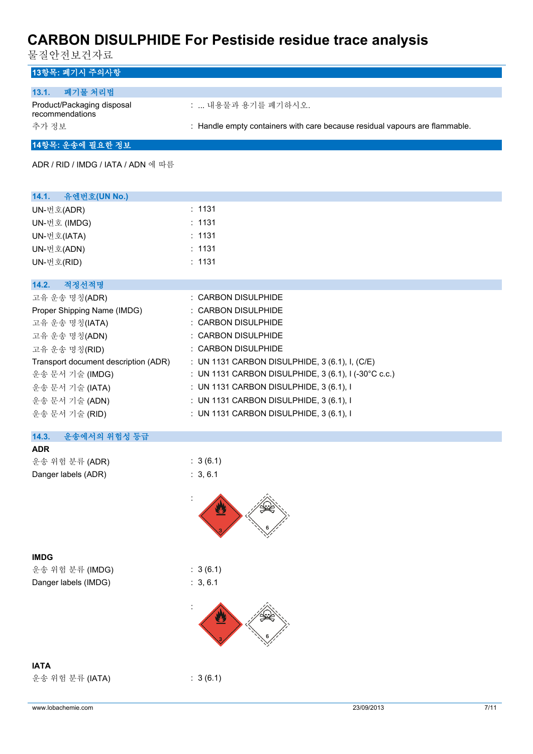## 13항목: 폐기시 주의사항

### 13.1. 폐기물 처리법

| | |
|---|---|
| Product/Packaging disposal recommendations | : ... 내용물과 용기를 폐기하시오. |
| 추가 정보 | : Handle empty containers with care because residual vapours are flammable. |

## 14항목: 운송에 필요한 정보

ADR / RID / IMDG / IATA / ADN 에 따름

### 14.1. 유엔번호(UN No.)

| | |
|---|---|
| UN-번호(ADR) | : 1131 |
| UN-번호 (IMDG) | : 1131 |
| UN-번호(IATA) | : 1131 |
| UN-번호(ADN) | : 1131 |
| UN-번호(RID) | : 1131 |

### 14.2. 적정선적명

| | |
|---|---|
| 고유 운송 명칭(ADR) | : CARBON DISULPHIDE |
| Proper Shipping Name (IMDG) | : CARBON DISULPHIDE |
| 고유 운송 명칭(IATA) | : CARBON DISULPHIDE |
| 고유 운송 명칭(ADN) | : CARBON DISULPHIDE |
| 고유 운송 명칭(RID) | : CARBON DISULPHIDE |
| Transport document description (ADR) | : UN 1131 CARBON DISULPHIDE, 3 (6.1), I, (C/E) |
| 운송 문서 기술 (IMDG) | : UN 1131 CARBON DISULPHIDE, 3 (6.1), I (-30°C c.c.) |
| 운송 문서 기술 (IATA) | : UN 1131 CARBON DISULPHIDE, 3 (6.1), I |
| 운송 문서 기술 (ADN) | : UN 1131 CARBON DISULPHIDE, 3 (6.1), I |
| 운송 문서 기술 (RID) | : UN 1131 CARBON DISULPHIDE, 3 (6.1), I |

### 14.3. 운송에서의 위험성 등급

**ADR**

| | |
|---|---|
| 운송 위험 분류 (ADR) | : 3 (6.1) |
| Danger labels (ADR) | : 3, 6.1 |

:

**IMDG**

| | |
|---|---|
| 운송 위험 분류 (IMDG) | : 3 (6.1) |
| Danger labels (IMDG) | : 3, 6.1 |

:

**IATA**

| | |
|---|---|
| 운송 위험 분류 (IATA) | : 3 (6.1) |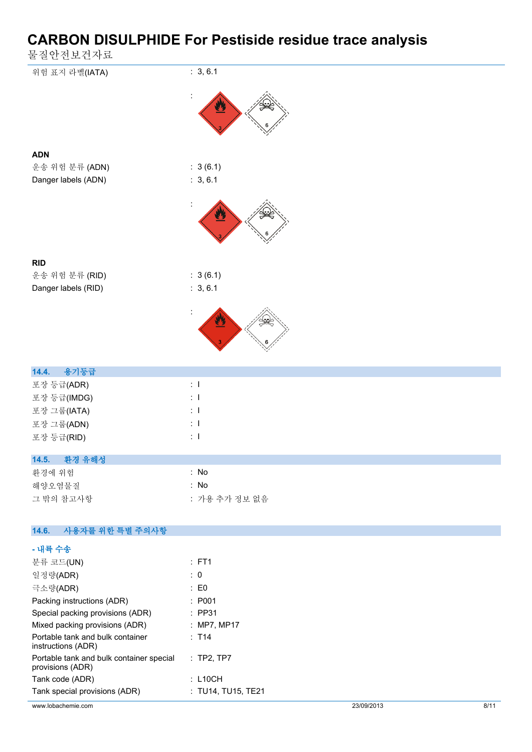| | |
|---|---|
| 위험 표지 라벨(IATA) | : 3, 6.1 |
| | : |

**ADN**

| | |
|---|---|
| 운송 위험 분류 (ADN) | : 3 (6.1) |
| Danger labels (ADN) | : 3, 6.1 |
| | : |

**RID**

| | |
|---|---|
| 운송 위험 분류 (RID) | : 3 (6.1) |
| Danger labels (RID) | : 3, 6.1 |
| | : |

## 14.4. 용기등급

| | |
|---|---|
| 포장 등급(ADR) | : I |
| 포장 등급(IMDG) | : I |
| 포장 그룹(IATA) | : I |
| 포장 그룹(ADN) | : I |
| 포장 등급(RID) | : I |

## 14.5. 환경 유해성

| | |
|---|---|
| 환경에 위험 | : No |
| 해양오염물질 | : No |
| 그 밖의 참고사항 | : 가용 추가 정보 없음 |

## 14.6. 사용자를 위한 특별 주의사항

**- 내륙 수송**

| | |
|---|---|
| 분류 코드(UN) | : FT1 |
| 일정량(ADR) | : 0 |
| 극소량(ADR) | : E0 |
| Packing instructions (ADR) | : P001 |
| Special packing provisions (ADR) | : PP31 |
| Mixed packing provisions (ADR) | : MP7, MP17 |
| Portable tank and bulk container instructions (ADR) | : T14 |
| Portable tank and bulk container special provisions (ADR) | : TP2, TP7 |
| Tank code (ADR) | : L10CH |
| Tank special provisions (ADR) | : TU14, TU15, TE21 |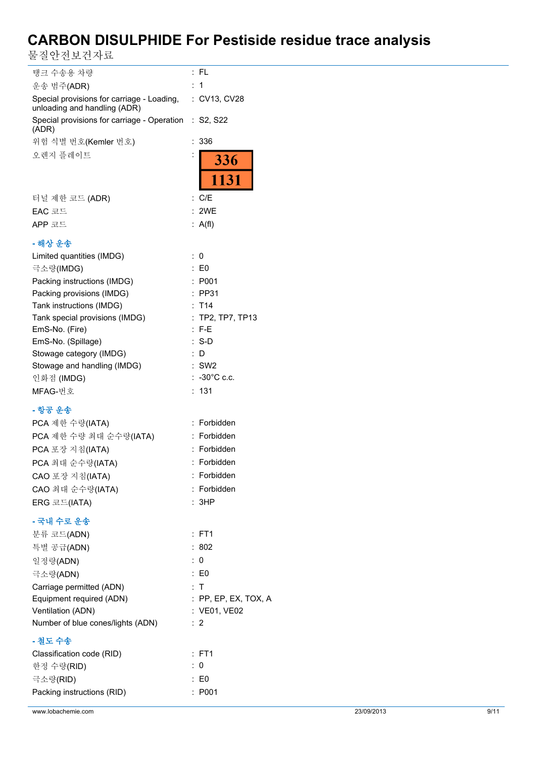# CARBON DISULPHIDE For Pestiside residue trace analysis

물질안전보건자료

| | |
|---|---|
| 탱크 수송용 차량 | : FL |
| 운송 범주(ADR) | : 1 |
| Special provisions for carriage - Loading, unloading and handling (ADR) | : CV13, CV28 |
| Special provisions for carriage - Operation (ADR) | : S2, S22 |
| 위험 식별 번호(Kemler 번호) | : 336 |
| 오렌지 플레이트 | : 336 / 1131 |
| 터널 제한 코드 (ADR) | : C/E |
| EAC 코드 | : 2WE |
| APP 코드 | : A(fl) |

**- 해상 운송**

| | |
|---|---|
| Limited quantities (IMDG) | : 0 |
| 극소량(IMDG) | : E0 |
| Packing instructions (IMDG) | : P001 |
| Packing provisions (IMDG) | : PP31 |
| Tank instructions (IMDG) | : T14 |
| Tank special provisions (IMDG) | : TP2, TP7, TP13 |
| EmS-No. (Fire) | : F-E |
| EmS-No. (Spillage) | : S-D |
| Stowage category (IMDG) | : D |
| Stowage and handling (IMDG) | : SW2 |
| 인화점 (IMDG) | : -30°C c.c. |
| MFAG-번호 | : 131 |

**- 항공 운송**

| | |
|---|---|
| PCA 제한 수량(IATA) | : Forbidden |
| PCA 제한 수량 최대 순수량(IATA) | : Forbidden |
| PCA 포장 지침(IATA) | : Forbidden |
| PCA 최대 순수량(IATA) | : Forbidden |
| CAO 포장 지침(IATA) | : Forbidden |
| CAO 최대 순수량(IATA) | : Forbidden |
| ERG 코드(IATA) | : 3HP |

**- 국내 수로 운송**

| | |
|---|---|
| 분류 코드(ADN) | : FT1 |
| 특별 공급(ADN) | : 802 |
| 일정량(ADN) | : 0 |
| 극소량(ADN) | : E0 |
| Carriage permitted (ADN) | : T |
| Equipment required (ADN) | : PP, EP, EX, TOX, A |
| Ventilation (ADN) | : VE01, VE02 |
| Number of blue cones/lights (ADN) | : 2 |

**- 철도 수송**

| | |
|---|---|
| Classification code (RID) | : FT1 |
| 한정 수량(RID) | : 0 |
| 극소량(RID) | : E0 |
| Packing instructions (RID) | : P001 |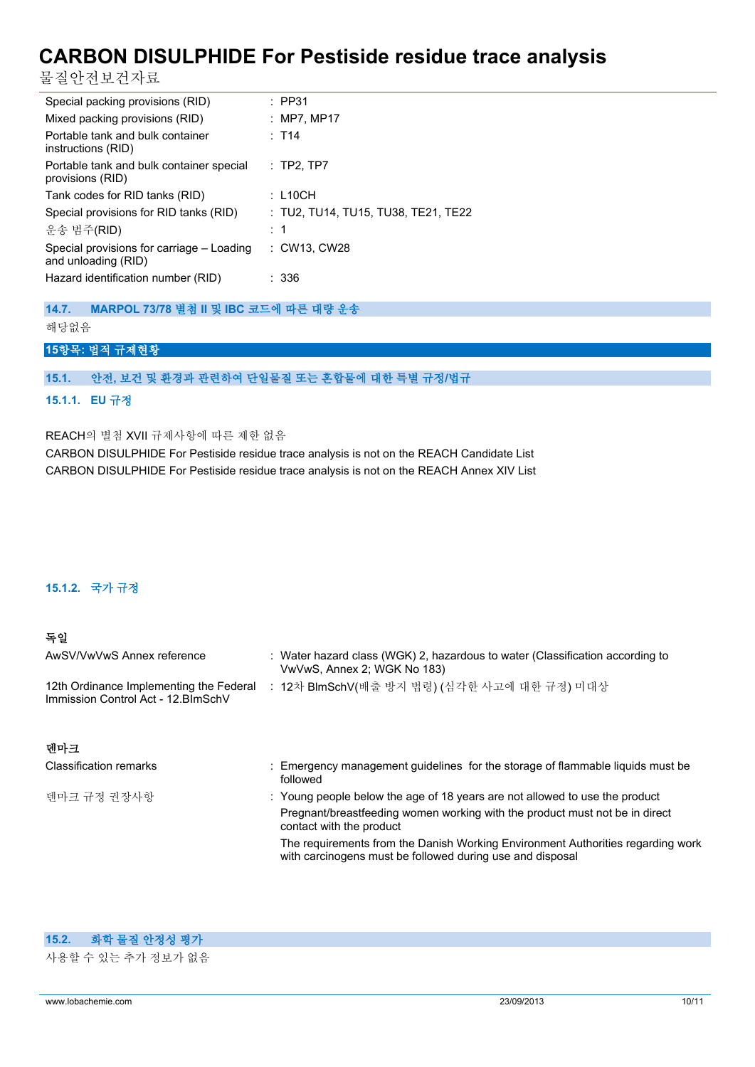| | |
|---|---|
| Special packing provisions (RID) | : PP31 |
| Mixed packing provisions (RID) | : MP7, MP17 |
| Portable tank and bulk container instructions (RID) | : T14 |
| Portable tank and bulk container special provisions (RID) | : TP2, TP7 |
| Tank codes for RID tanks (RID) | : L10CH |
| Special provisions for RID tanks (RID) | : TU2, TU14, TU15, TU38, TE21, TE22 |
| 운송 범주(RID) | : 1 |
| Special provisions for carriage – Loading and unloading (RID) | : CW13, CW28 |
| Hazard identification number (RID) | : 336 |

### 14.7. MARPOL 73/78 별첨 II 및 IBC 코드에 따른 대량 운송

해당없음

## 15항목: 법적 규제현황

### 15.1. 안전, 보건 및 환경과 관련하여 단일물질 또는 혼합물에 대한 특별 규정/법규

#### 15.1.1. EU 규정

REACH의 별첨 XVII 규제사항에 따른 제한 없음

CARBON DISULPHIDE For Pestiside residue trace analysis is not on the REACH Candidate List

CARBON DISULPHIDE For Pestiside residue trace analysis is not on the REACH Annex XIV List

#### 15.1.2. 국가 규정

**독일**

| | |
|---|---|
| AwSV/VwVwS Annex reference | : Water hazard class (WGK) 2, hazardous to water (Classification according to VwVwS, Annex 2; WGK No 183) |
| 12th Ordinance Implementing the Federal Immission Control Act - 12.BImSchV | : 12차 BImSchV(배출 방지 법령) (심각한 사고에 대한 규정) 미대상 |

**덴마크**

| | |
|---|---|
| Classification remarks | : Emergency management guidelines for the storage of flammable liquids must be followed |
| 덴마크 규정 권장사항 | : Young people below the age of 18 years are not allowed to use the product<br>Pregnant/breastfeeding women working with the product must not be in direct contact with the product<br>The requirements from the Danish Working Environment Authorities regarding work with carcinogens must be followed during use and disposal |

### 15.2. 화학 물질 안정성 평가

사용할 수 있는 추가 정보가 없음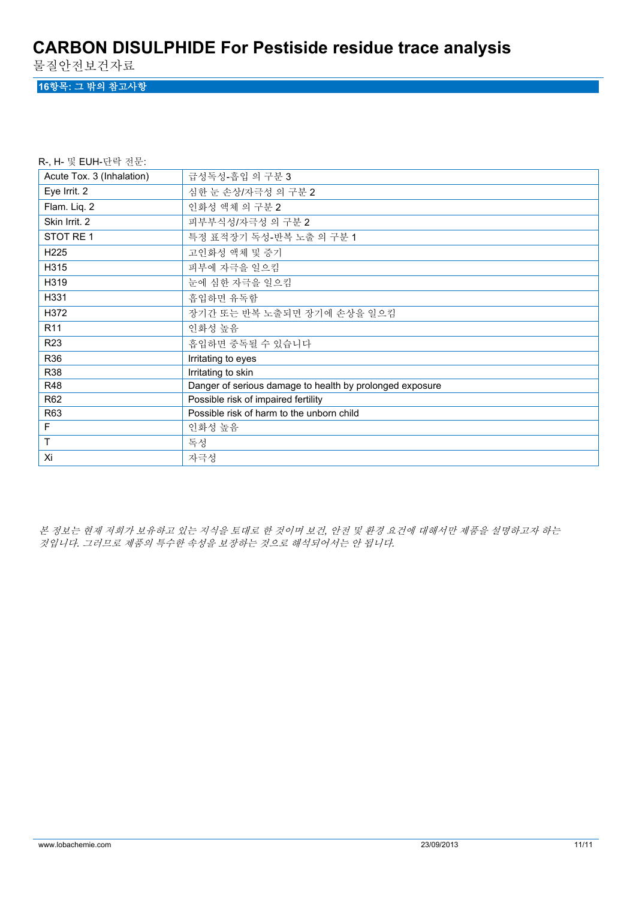## 16항목: 그 밖의 참고사항

R-, H- 및 EUH-단락 전문:

| | |
|---|---|
| Acute Tox. 3 (Inhalation) | 급성독성-흡입 의 구분 3 |
| Eye Irrit. 2 | 심한 눈 손상/자극성 의 구분 2 |
| Flam. Liq. 2 | 인화성 액체 의 구분 2 |
| Skin Irrit. 2 | 피부부식성/자극성 의 구분 2 |
| STOT RE 1 | 특정 표적장기 독성-반복 노출 의 구분 1 |
| H225 | 고인화성 액체 및 증기 |
| H315 | 피부에 자극을 일으킴 |
| H319 | 눈에 심한 자극을 일으킴 |
| H331 | 흡입하면 유독함 |
| H372 | 장기간 또는 반복 노출되면 장기에 손상을 일으킴 |
| R11 | 인화성 높음 |
| R23 | 흡입하면 중독될 수 있습니다 |
| R36 | Irritating to eyes |
| R38 | Irritating to skin |
| R48 | Danger of serious damage to health by prolonged exposure |
| R62 | Possible risk of impaired fertility |
| R63 | Possible risk of harm to the unborn child |
| F | 인화성 높음 |
| T | 독성 |
| Xi | 자극성 |

*본 정보는 현재 저희가 보유하고 있는 지식을 토대로 한 것이며 보건, 안전 및 환경 요건에 대해서만 제품을 설명하고자 하는 것입니다. 그러므로 제품의 특수한 속성을 보장하는 것으로 해석되어서는 안 됩니다.*